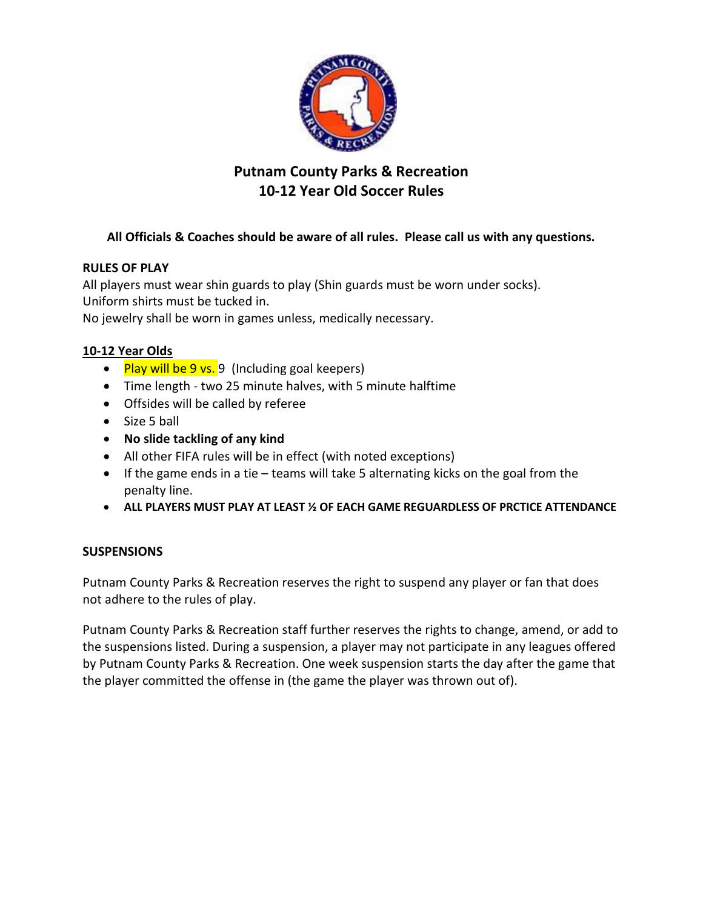# Putnam County Parks & Recreation
# 10-12 Year Old Soccer Rules

**All Officials & Coaches should be aware of all rules. Please call us with any questions.**

**RULES OF PLAY**

All players must wear shin guards to play (Shin guards must be worn under socks).
Uniform shirts must be tucked in.
No jewelry shall be worn in games unless, medically necessary.

**10-12 Year Olds**

- Play will be 9 vs. 9 (Including goal keepers)
- Time length - two 25 minute halves, with 5 minute halftime
- Offsides will be called by referee
- Size 5 ball
- **No slide tackling of any kind**
- All other FIFA rules will be in effect (with noted exceptions)
- If the game ends in a tie – teams will take 5 alternating kicks on the goal from the penalty line.
- **ALL PLAYERS MUST PLAY AT LEAST ½ OF EACH GAME REGUARDLESS OF PRCTICE ATTENDANCE**

**SUSPENSIONS**

Putnam County Parks & Recreation reserves the right to suspend any player or fan that does not adhere to the rules of play.

Putnam County Parks & Recreation staff further reserves the rights to change, amend, or add to the suspensions listed. During a suspension, a player may not participate in any leagues offered by Putnam County Parks & Recreation. One week suspension starts the day after the game that the player committed the offense in (the game the player was thrown out of).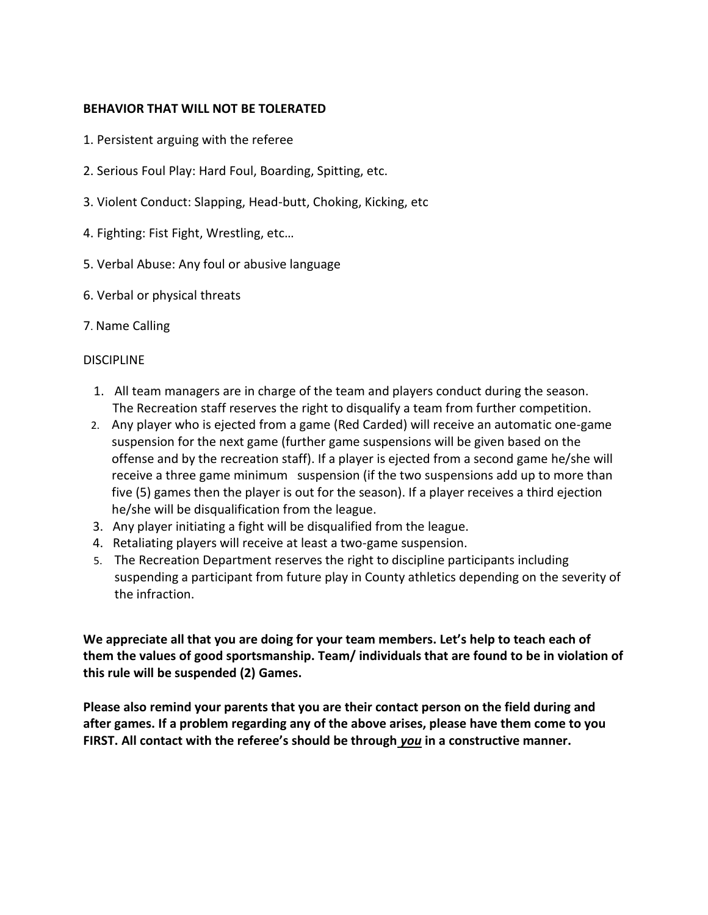**BEHAVIOR THAT WILL NOT BE TOLERATED**

1. Persistent arguing with the referee
2. Serious Foul Play: Hard Foul, Boarding, Spitting, etc.
3. Violent Conduct: Slapping, Head-butt, Choking, Kicking, etc
4. Fighting: Fist Fight, Wrestling, etc…
5. Verbal Abuse: Any foul or abusive language
6. Verbal or physical threats
7. Name Calling

DISCIPLINE

1. All team managers are in charge of the team and players conduct during the season. The Recreation staff reserves the right to disqualify a team from further competition.
2. Any player who is ejected from a game (Red Carded) will receive an automatic one-game suspension for the next game (further game suspensions will be given based on the offense and by the recreation staff). If a player is ejected from a second game he/she will receive a three game minimum suspension (if the two suspensions add up to more than five (5) games then the player is out for the season). If a player receives a third ejection he/she will be disqualification from the league.
3. Any player initiating a fight will be disqualified from the league.
4. Retaliating players will receive at least a two-game suspension.
5. The Recreation Department reserves the right to discipline participants including suspending a participant from future play in County athletics depending on the severity of the infraction.

**We appreciate all that you are doing for your team members. Let's help to teach each of them the values of good sportsmanship. Team/ individuals that are found to be in violation of this rule will be suspended (2) Games.**

**Please also remind your parents that you are their contact person on the field during and after games. If a problem regarding any of the above arises, please have them come to you FIRST. All contact with the referee's should be through *you* in a constructive manner.**